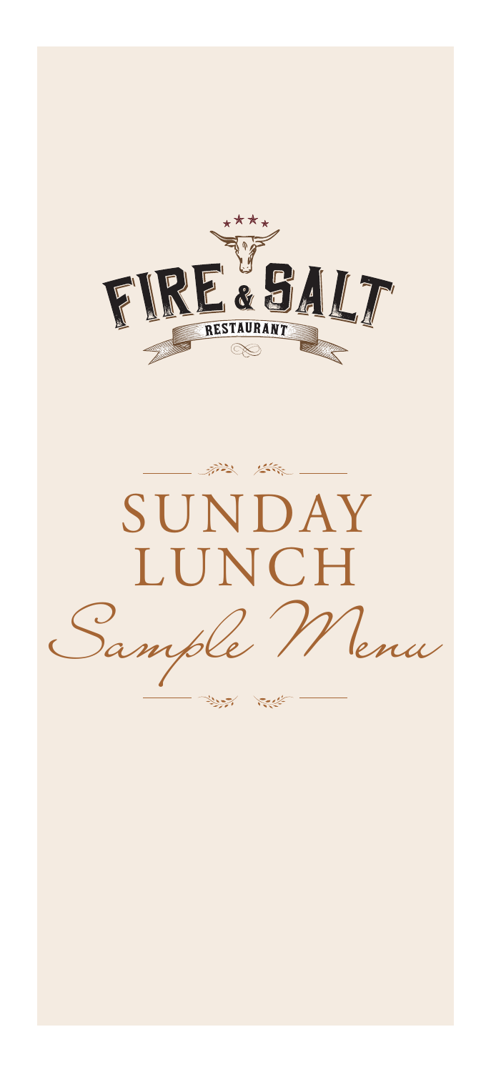# FIRE & SALT

RESTAURANT

# SUNDAY LUNCH

*Sample Menu*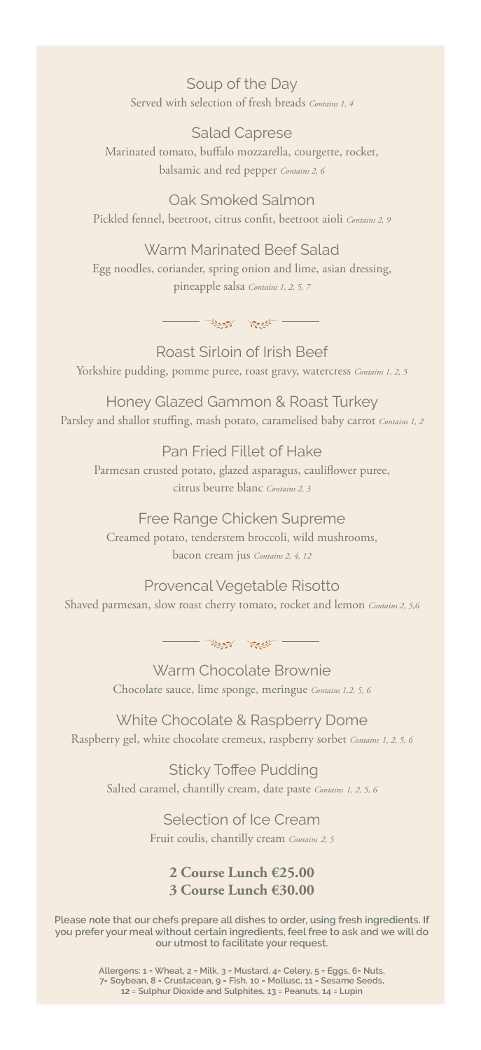### Soup of the Day

Served with selection of fresh breads *Contains 1, 4*

### Salad Caprese

Marinated tomato, buffalo mozzarella, courgette, rocket, balsamic and red pepper *Contains 2, 6*

### Oak Smoked Salmon

Pickled fennel, beetroot, citrus confit, beetroot aioli *Contains 2, 9*

### Warm Marinated Beef Salad

Egg noodles, coriander, spring onion and lime, asian dressing, pineapple salsa *Contains 1, 2, 5, 7*

---

### Roast Sirloin of Irish Beef

Yorkshire pudding, pomme puree, roast gravy, watercress *Contains 1, 2, 5*

### Honey Glazed Gammon & Roast Turkey

Parsley and shallot stuffing, mash potato, caramelised baby carrot *Contains 1, 2*

### Pan Fried Fillet of Hake

Parmesan crusted potato, glazed asparagus, cauliflower puree, citrus beurre blanc *Contains 2, 3*

### Free Range Chicken Supreme

Creamed potato, tenderstem broccoli, wild mushrooms, bacon cream jus *Contains 2, 4, 12*

### Provencal Vegetable Risotto

Shaved parmesan, slow roast cherry tomato, rocket and lemon *Contains 2, 5,6*

---

### Warm Chocolate Brownie

Chocolate sauce, lime sponge, meringue *Contains 1,2, 5, 6*

### White Chocolate & Raspberry Dome

Raspberry gel, white chocolate cremeux, raspberry sorbet *Contains 1, 2, 5, 6*

### Sticky Toffee Pudding

Salted caramel, chantilly cream, date paste *Contains 1, 2, 5, 6*

### Selection of Ice Cream

Fruit coulis, chantilly cream *Contains 2, 5*

**2 Course Lunch €25.00**
**3 Course Lunch €30.00**

**Please note that our chefs prepare all dishes to order, using fresh ingredients. If you prefer your meal without certain ingredients, feel free to ask and we will do our utmost to facilitate your request.**

Allergens: 1 = Wheat, 2 = Milk, 3 = Mustard, 4= Celery, 5 = Eggs, 6= Nuts, 7= Soybean, 8 = Crustacean, 9 = Fish, 10 = Mollusc, 11 = Sesame Seeds, 12 = Sulphur Dioxide and Sulphites, 13 = Peanuts, 14 = Lupin